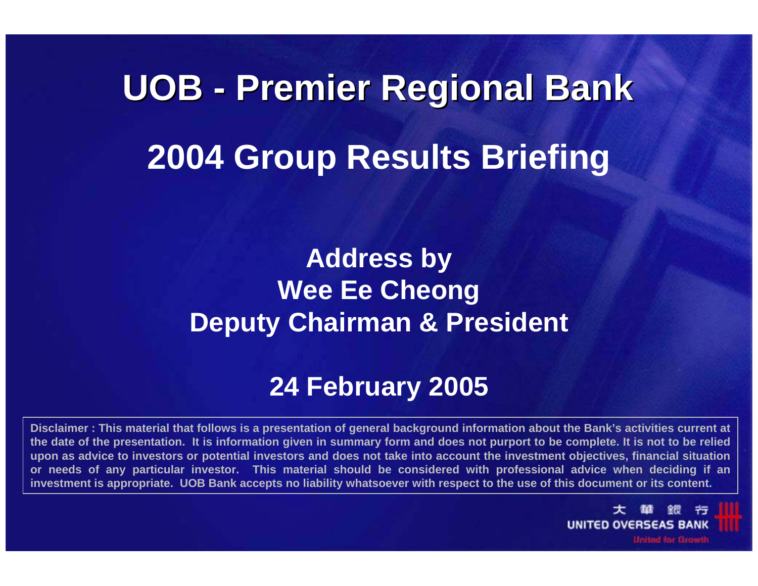# UOB - Premier Regional Bank

# 2004 Group Results Briefing

**Address by**
**Wee Ee Cheong**
**Deputy Chairman & President**

**24 February 2005**

**Disclaimer : This material that follows is a presentation of general background information about the Bank's activities current at the date of the presentation. It is information given in summary form and does not purport to be complete. It is not to be relied upon as advice to investors or potential investors and does not take into account the investment objectives, financial situation or needs of any particular investor. This material should be considered with professional advice when deciding if an investment is appropriate. UOB Bank accepts no liability whatsoever with respect to the use of this document or its content.**

大 華 銀 行
UNITED OVERSEAS BANK
United for Growth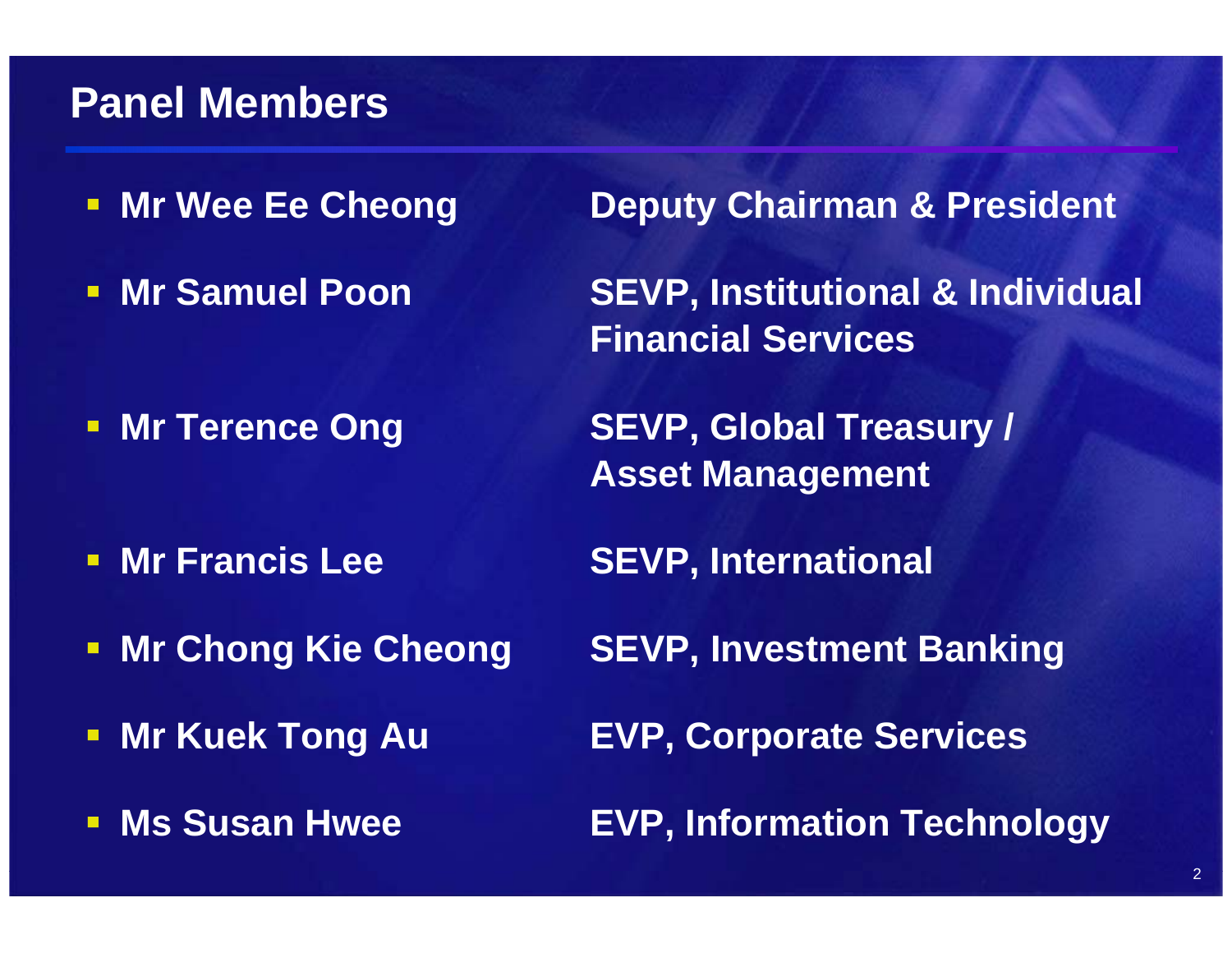## Panel Members

- **Mr Wee Ee Cheong** — **Deputy Chairman & President**
- **Mr Samuel Poon** — **SEVP, Institutional & Individual Financial Services**
- **Mr Terence Ong** — **SEVP, Global Treasury / Asset Management**
- **Mr Francis Lee** — **SEVP, International**
- **Mr Chong Kie Cheong** — **SEVP, Investment Banking**
- **Mr Kuek Tong Au** — **EVP, Corporate Services**
- **Ms Susan Hwee** — **EVP, Information Technology**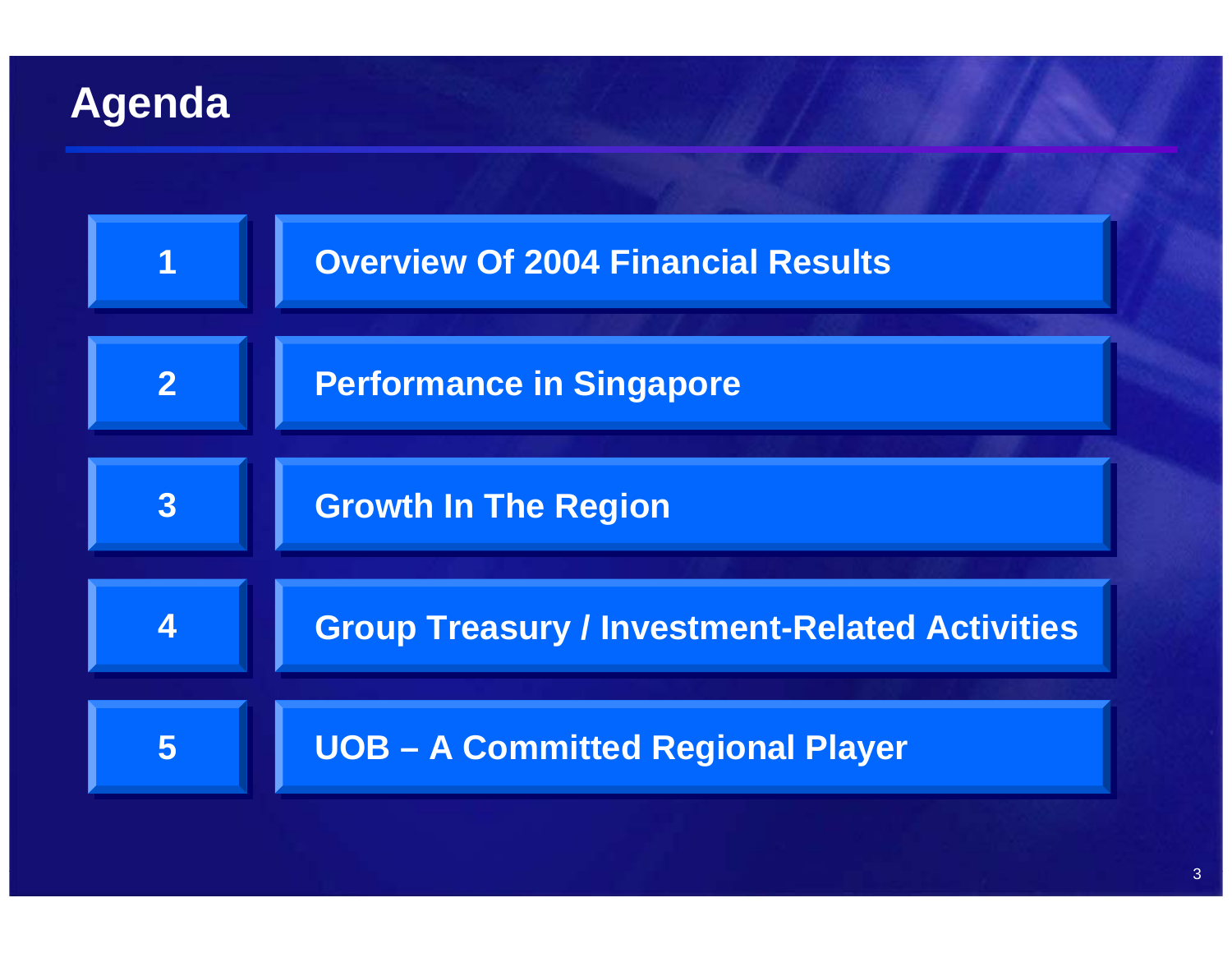# Agenda

1. Overview Of 2004 Financial Results
2. Performance in Singapore
3. Growth In The Region
4. Group Treasury / Investment-Related Activities
5. UOB – A Committed Regional Player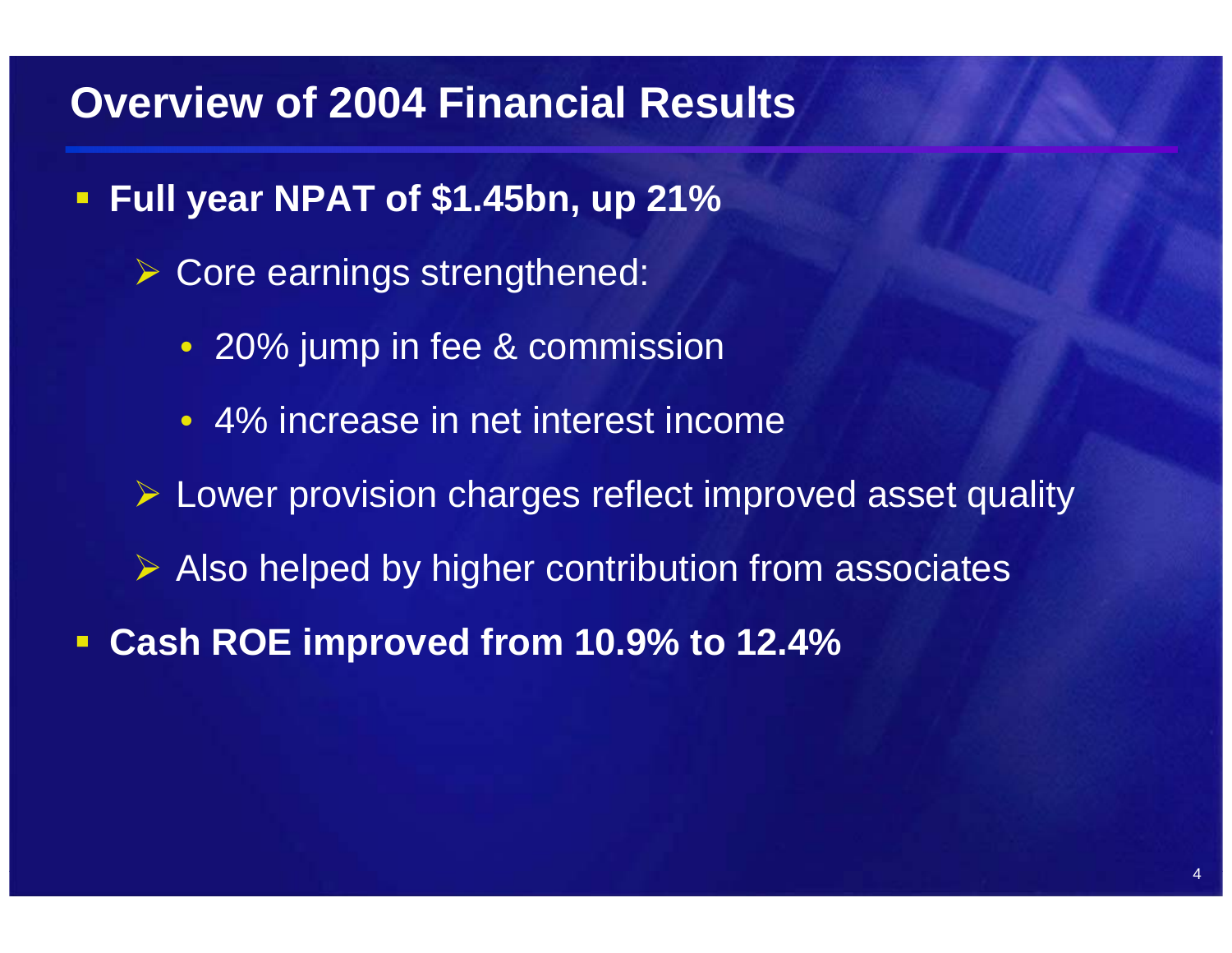# Overview of 2004 Financial Results

- **Full year NPAT of $1.45bn, up 21%**
  - Core earnings strengthened:
    - 20% jump in fee & commission
    - 4% increase in net interest income
  - Lower provision charges reflect improved asset quality
  - Also helped by higher contribution from associates
- **Cash ROE improved from 10.9% to 12.4%**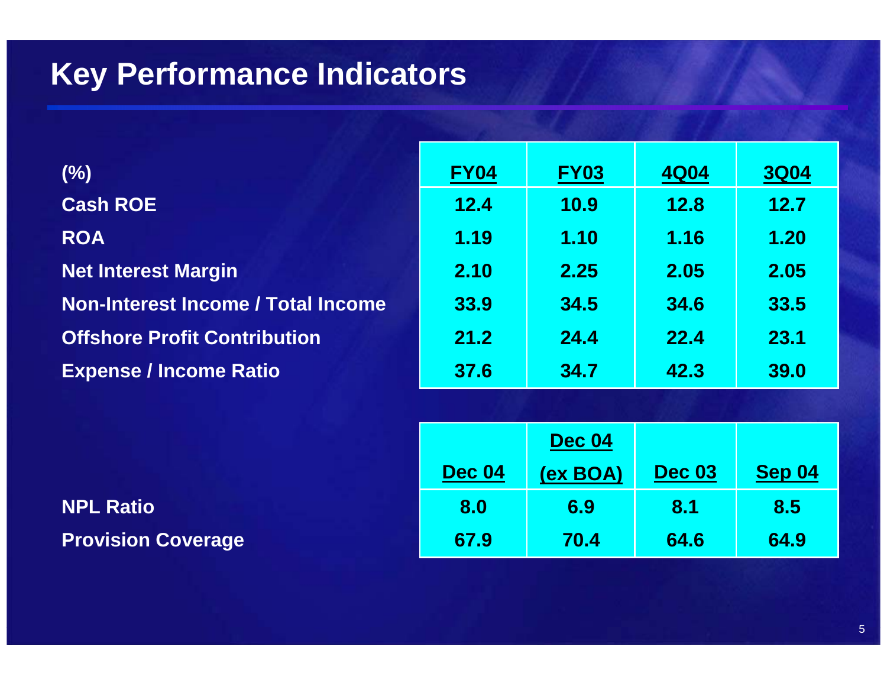# Key Performance Indicators

| (%) | FY04 | FY03 | 4Q04 | 3Q04 |
|---|---|---|---|---|
| Cash ROE | 12.4 | 10.9 | 12.8 | 12.7 |
| ROA | 1.19 | 1.10 | 1.16 | 1.20 |
| Net Interest Margin | 2.10 | 2.25 | 2.05 | 2.05 |
| Non-Interest Income / Total Income | 33.9 | 34.5 | 34.6 | 33.5 |
| Offshore Profit Contribution | 21.2 | 24.4 | 22.4 | 23.1 |
| Expense / Income Ratio | 37.6 | 34.7 | 42.3 | 39.0 |

| | Dec 04 | Dec 04 (ex BOA) | Dec 03 | Sep 04 |
|---|---|---|---|---|
| NPL Ratio | 8.0 | 6.9 | 8.1 | 8.5 |
| Provision Coverage | 67.9 | 70.4 | 64.6 | 64.9 |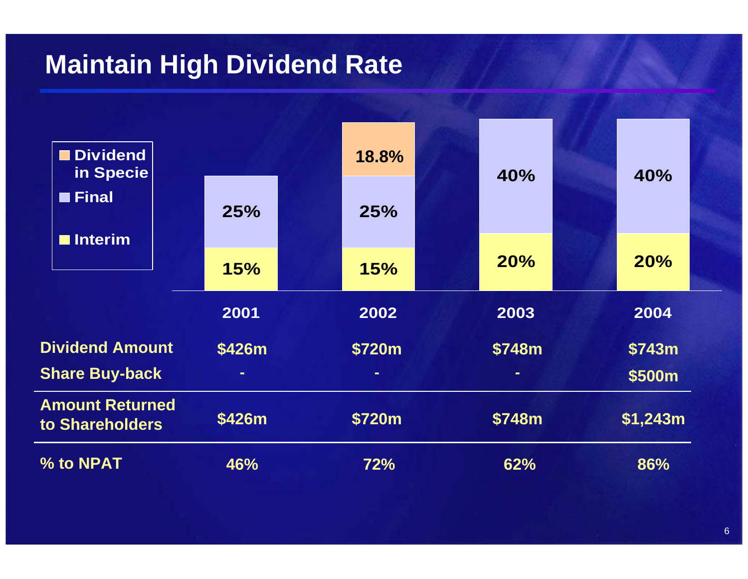# Maintain High Dividend Rate

| | 2001 | 2002 | 2003 | 2004 |
|---|---|---|---|---|
| Dividend in Specie | | 18.8% | | |
| Final | 25% | 25% | 40% | 40% |
| Interim | 15% | 15% | 20% | 20% |

| | 2001 | 2002 | 2003 | 2004 |
|---|---|---|---|---|
| Dividend Amount | $426m | $720m | $748m | $743m |
| Share Buy-back | - | - | - | $500m |
| Amount Returned to Shareholders | $426m | $720m | $748m | $1,243m |
| % to NPAT | 46% | 72% | 62% | 86% |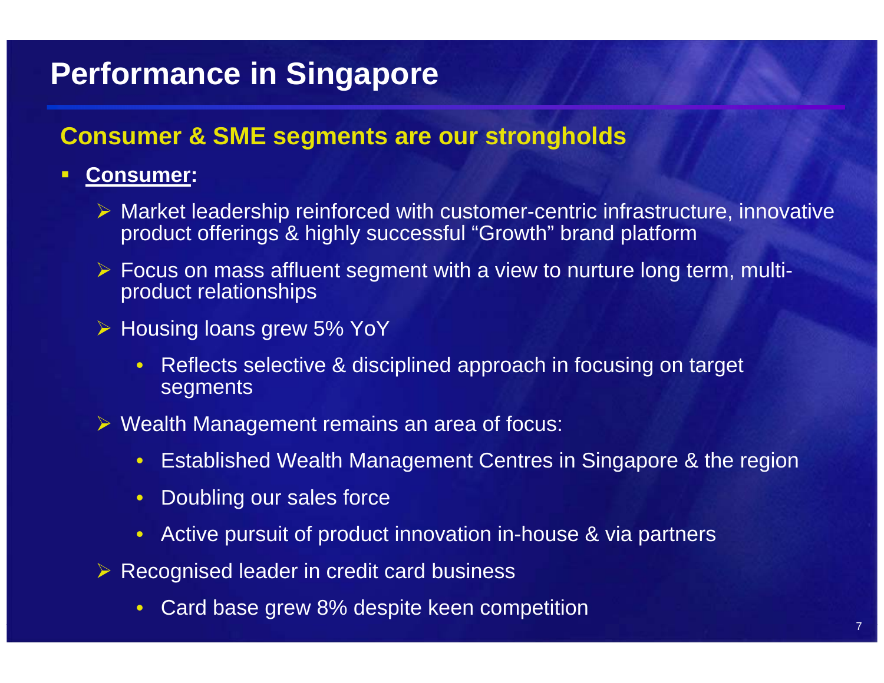# Performance in Singapore

## Consumer & SME segments are our strongholds

- **Consumer:**
  - Market leadership reinforced with customer-centric infrastructure, innovative product offerings & highly successful "Growth" brand platform
  - Focus on mass affluent segment with a view to nurture long term, multi-product relationships
  - Housing loans grew 5% YoY
    - Reflects selective & disciplined approach in focusing on target segments
  - Wealth Management remains an area of focus:
    - Established Wealth Management Centres in Singapore & the region
    - Doubling our sales force
    - Active pursuit of product innovation in-house & via partners
  - Recognised leader in credit card business
    - Card base grew 8% despite keen competition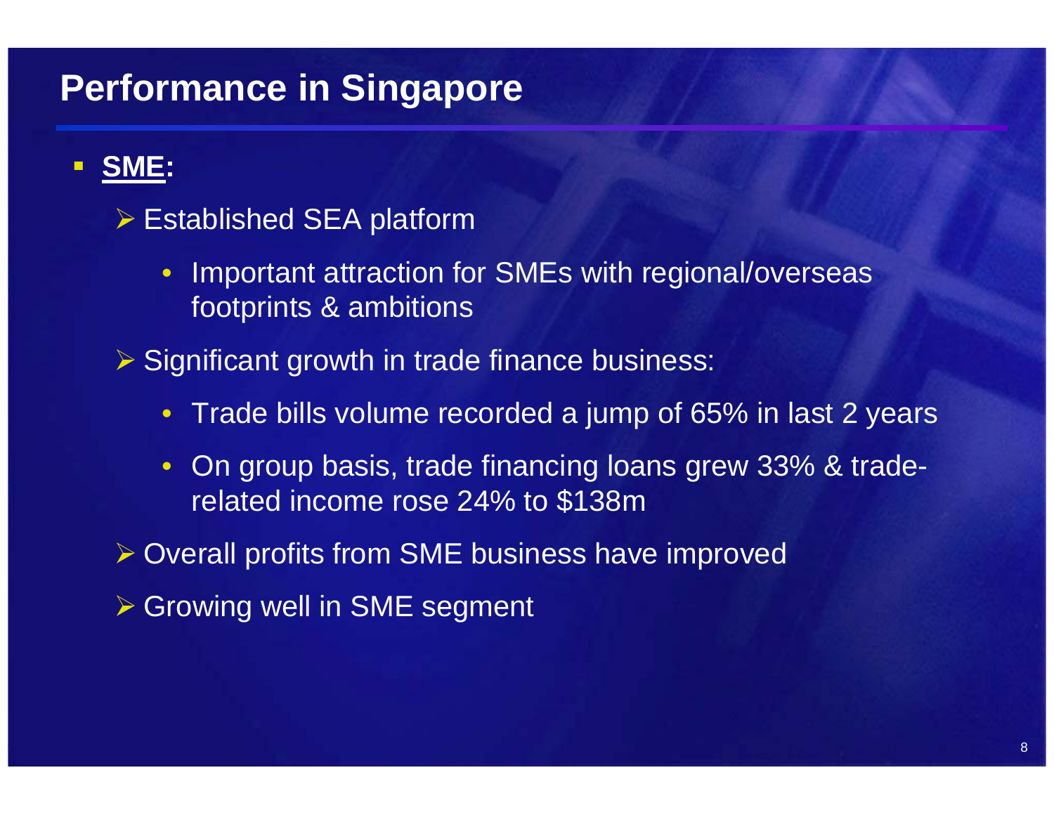# Performance in Singapore

- **SME:**
  - Established SEA platform
    - Important attraction for SMEs with regional/overseas footprints & ambitions
  - Significant growth in trade finance business:
    - Trade bills volume recorded a jump of 65% in last 2 years
    - On group basis, trade financing loans grew 33% & trade-related income rose 24% to $138m
  - Overall profits from SME business have improved
  - Growing well in SME segment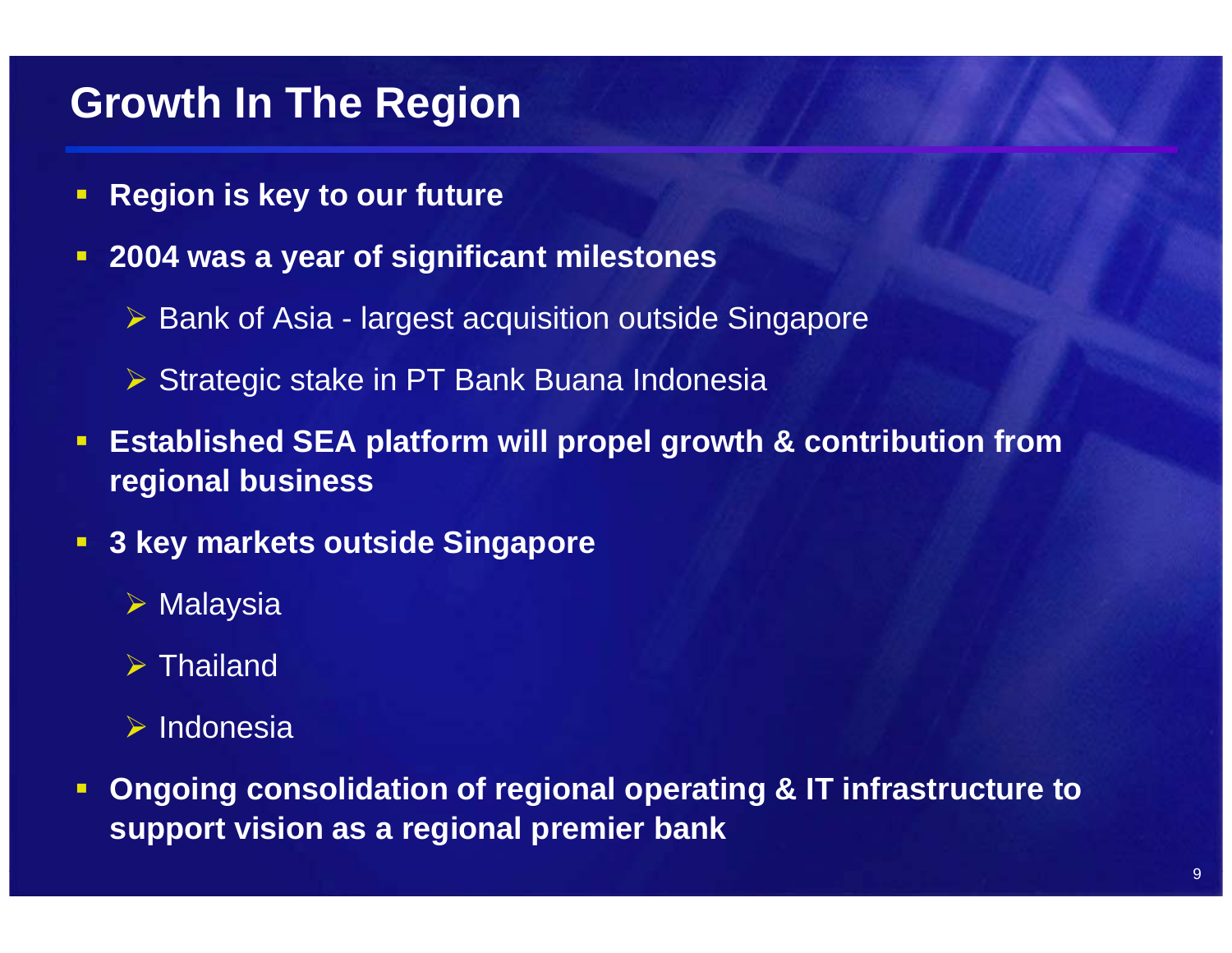# Growth In The Region

- **Region is key to our future**
- **2004 was a year of significant milestones**
  - Bank of Asia - largest acquisition outside Singapore
  - Strategic stake in PT Bank Buana Indonesia
- **Established SEA platform will propel growth & contribution from regional business**
- **3 key markets outside Singapore**
  - Malaysia
  - Thailand
  - Indonesia
- **Ongoing consolidation of regional operating & IT infrastructure to support vision as a regional premier bank**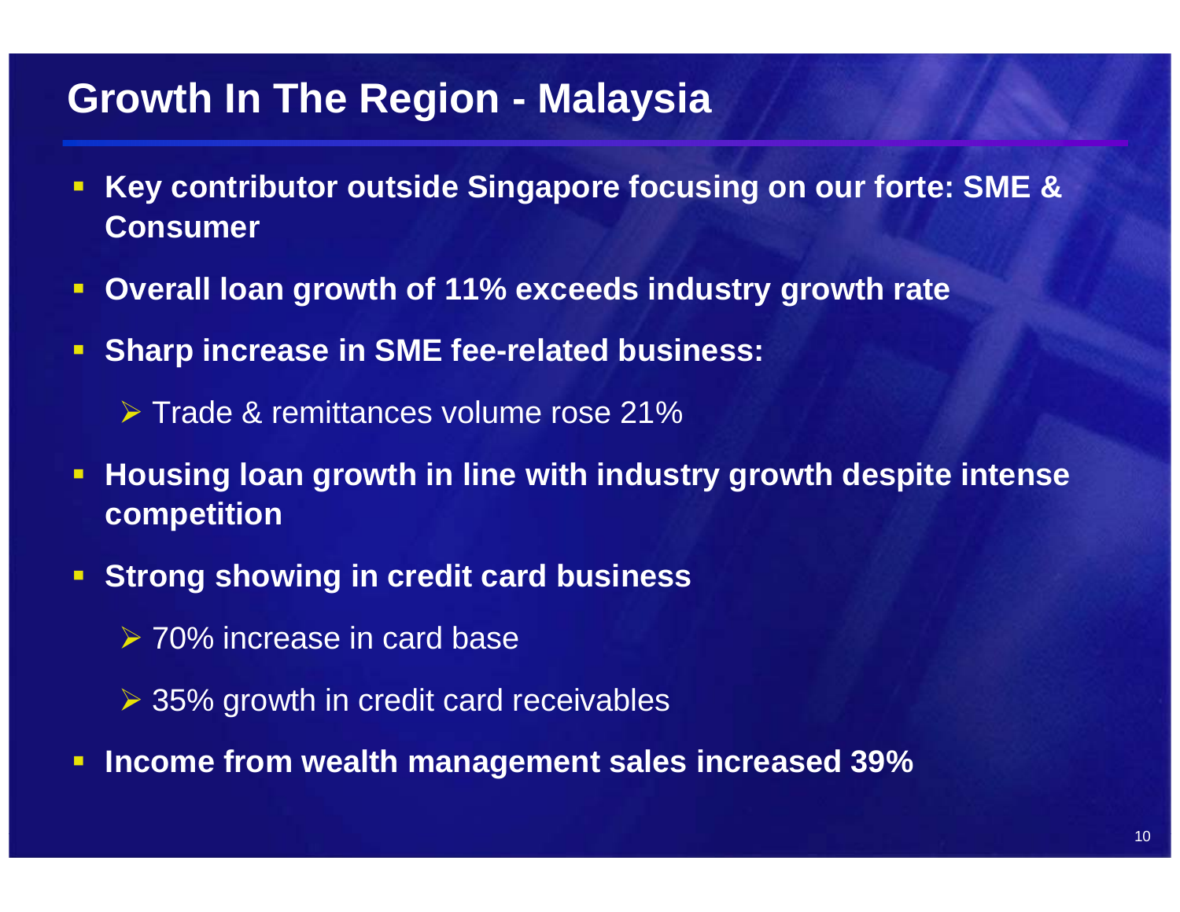# Growth In The Region - Malaysia

- **Key contributor outside Singapore focusing on our forte: SME & Consumer**
- **Overall loan growth of 11% exceeds industry growth rate**
- **Sharp increase in SME fee-related business:**
  - Trade & remittances volume rose 21%
- **Housing loan growth in line with industry growth despite intense competition**
- **Strong showing in credit card business**
  - 70% increase in card base
  - 35% growth in credit card receivables
- **Income from wealth management sales increased 39%**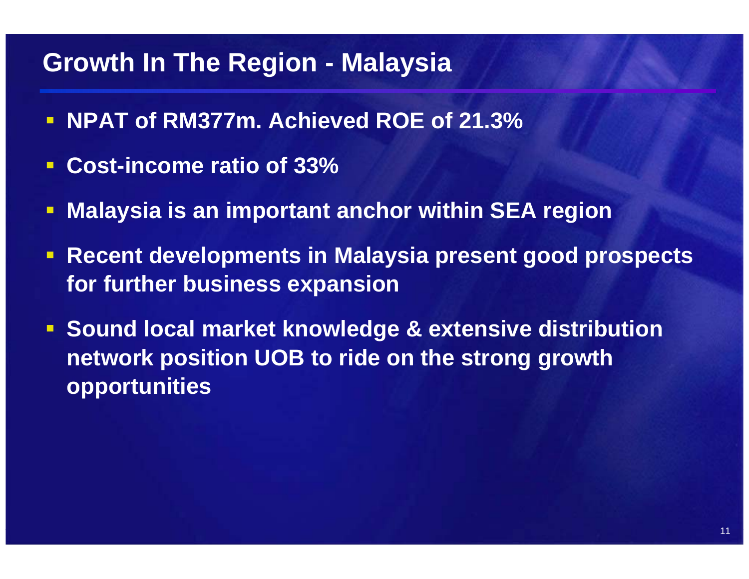## Growth In The Region - Malaysia

- **NPAT of RM377m. Achieved ROE of 21.3%**
- **Cost-income ratio of 33%**
- **Malaysia is an important anchor within SEA region**
- **Recent developments in Malaysia present good prospects for further business expansion**
- **Sound local market knowledge & extensive distribution network position UOB to ride on the strong growth opportunities**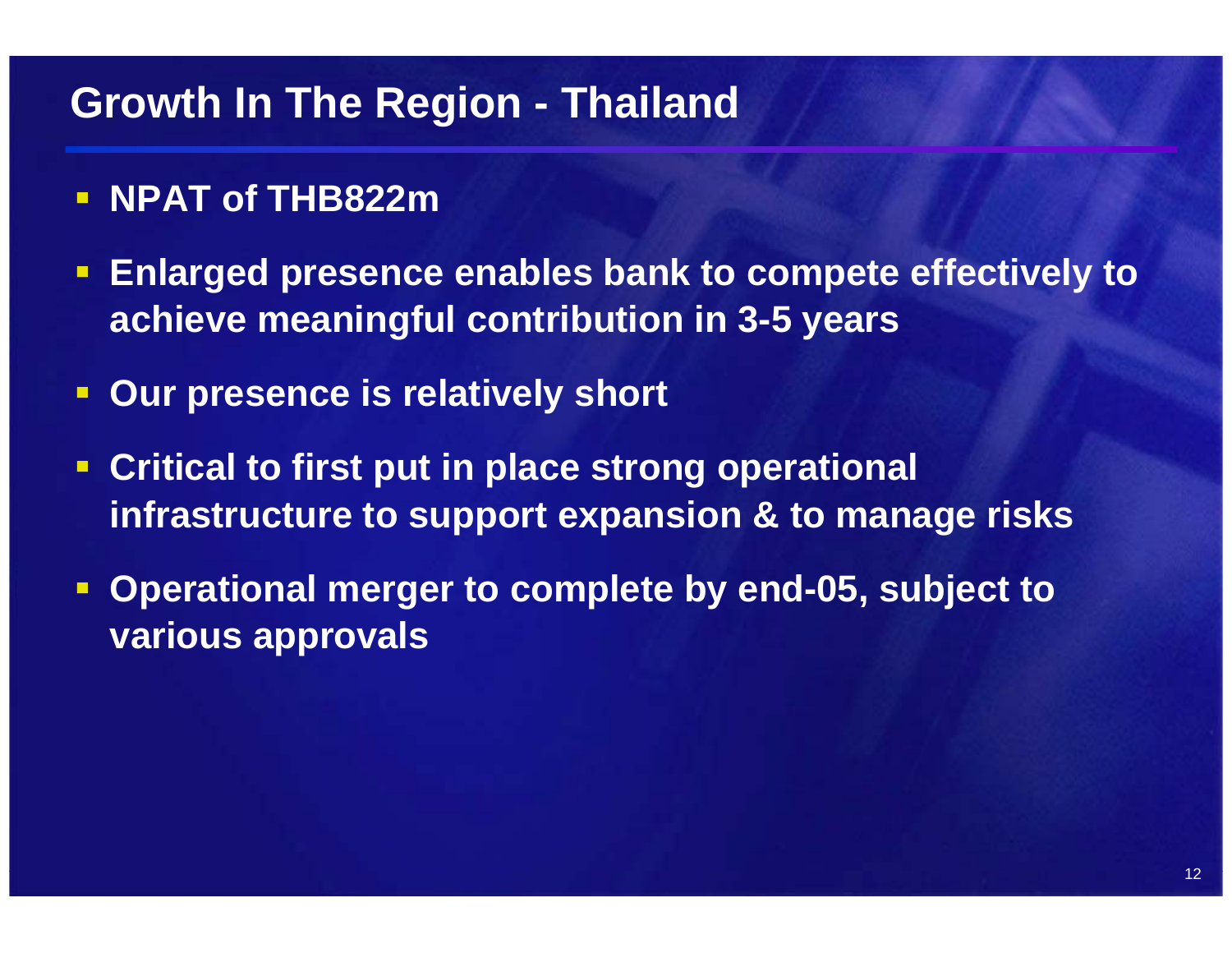# Growth In The Region - Thailand

- **NPAT of THB822m**
- **Enlarged presence enables bank to compete effectively to achieve meaningful contribution in 3-5 years**
- **Our presence is relatively short**
- **Critical to first put in place strong operational infrastructure to support expansion & to manage risks**
- **Operational merger to complete by end-05, subject to various approvals**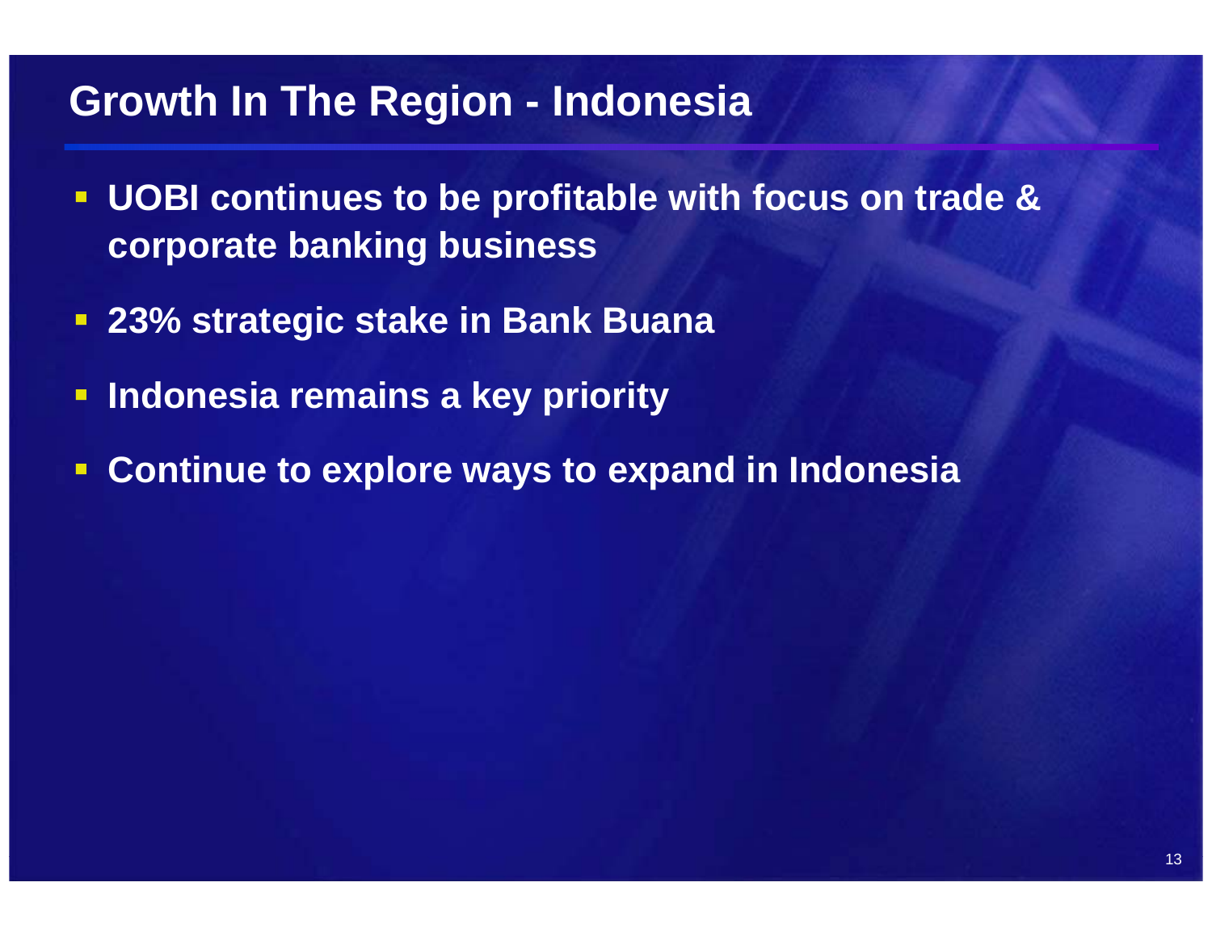# Growth In The Region - Indonesia

- UOBI continues to be profitable with focus on trade & corporate banking business
- 23% strategic stake in Bank Buana
- Indonesia remains a key priority
- Continue to explore ways to expand in Indonesia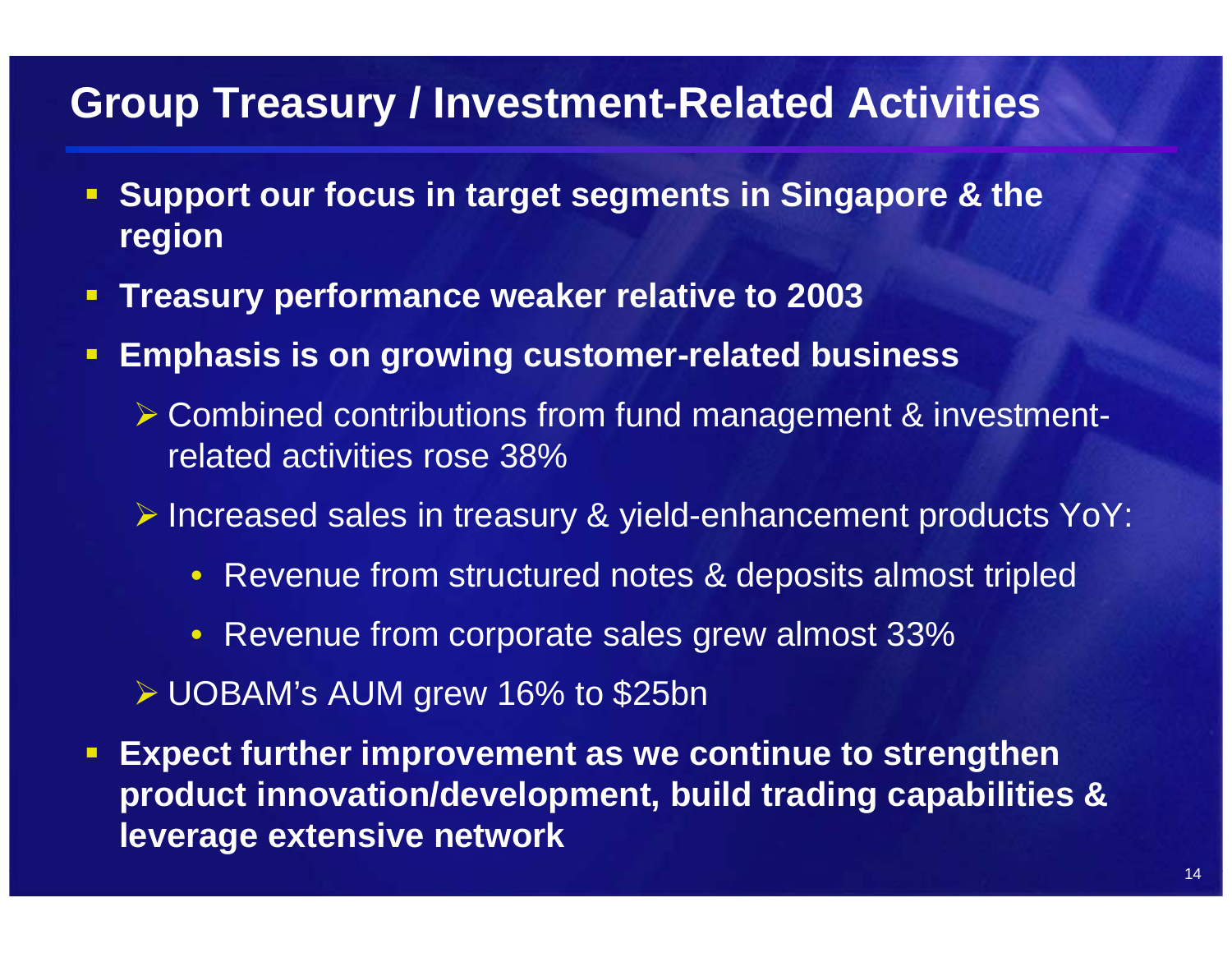# Group Treasury / Investment-Related Activities

- **Support our focus in target segments in Singapore & the region**
- **Treasury performance weaker relative to 2003**
- **Emphasis is on growing customer-related business**
  - Combined contributions from fund management & investment-related activities rose 38%
  - Increased sales in treasury & yield-enhancement products YoY:
    - Revenue from structured notes & deposits almost tripled
    - Revenue from corporate sales grew almost 33%
  - UOBAM's AUM grew 16% to $25bn
- **Expect further improvement as we continue to strengthen product innovation/development, build trading capabilities & leverage extensive network**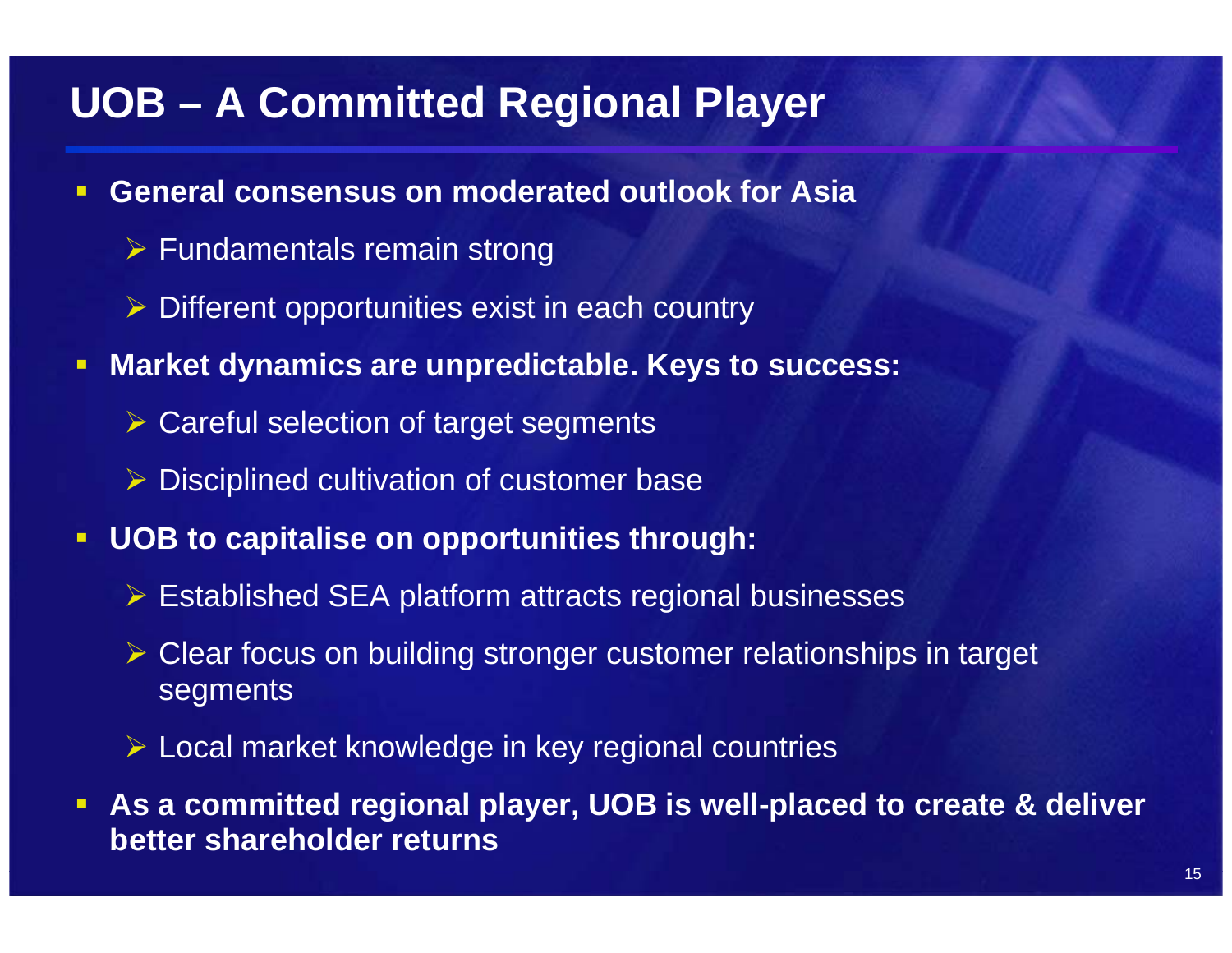# UOB – A Committed Regional Player

- **General consensus on moderated outlook for Asia**
  - Fundamentals remain strong
  - Different opportunities exist in each country
- **Market dynamics are unpredictable. Keys to success:**
  - Careful selection of target segments
  - Disciplined cultivation of customer base
- **UOB to capitalise on opportunities through:**
  - Established SEA platform attracts regional businesses
  - Clear focus on building stronger customer relationships in target segments
  - Local market knowledge in key regional countries
- **As a committed regional player, UOB is well-placed to create & deliver better shareholder returns**